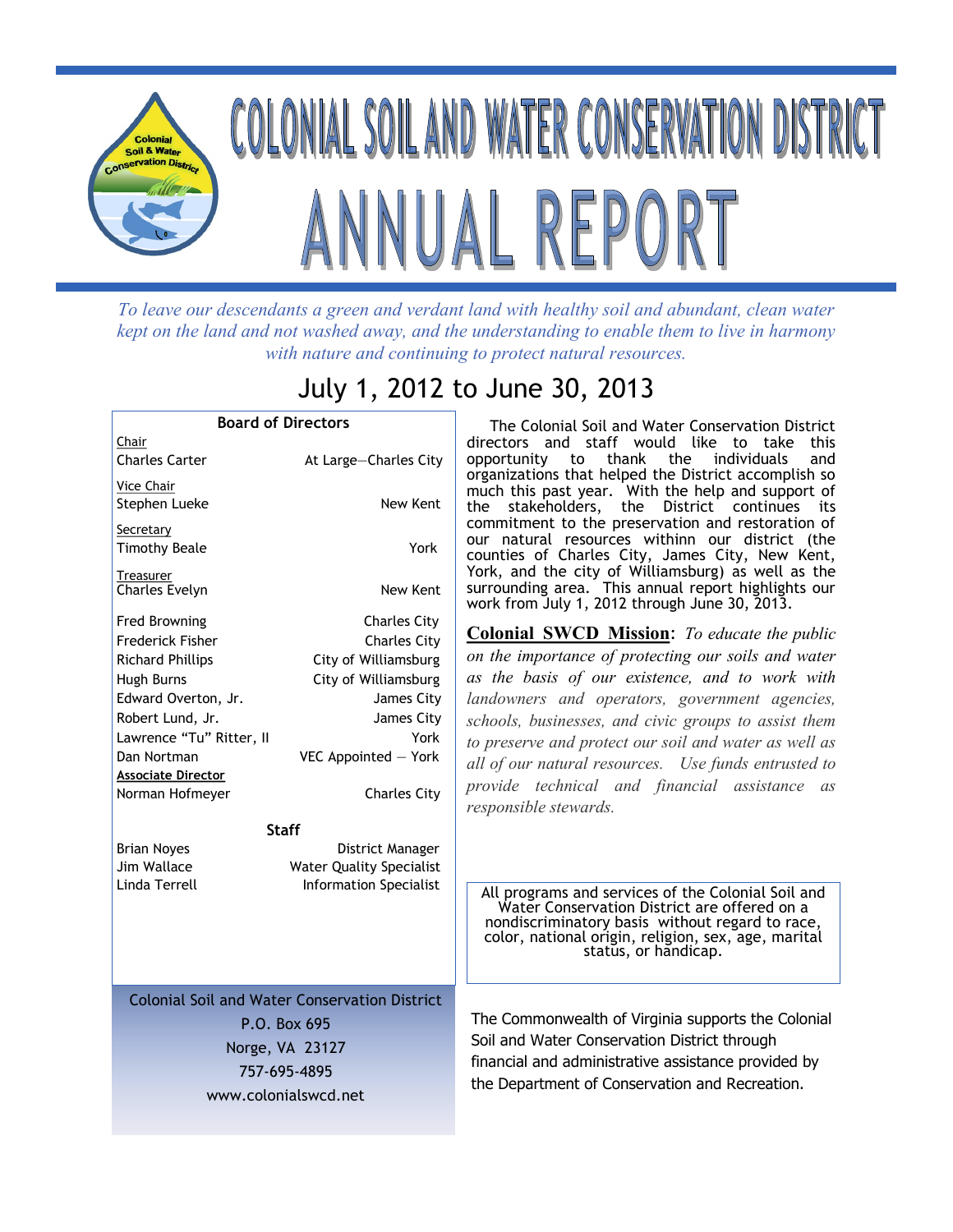# COLONIAL SOIL AND WATER CONSERVATION DISTRICT

# ANNUAL REPORT

*To leave our descendants a green and verdant land with healthy soil and abundant, clean water kept on the land and not washed away, and the understanding to enable them to live in harmony with nature and continuing to protect natural resources.*

## July 1, 2012 to June 30, 2013

### Board of Directors

| Position | Name | Locality |
|---|---|---|
| Chair | Charles Carter | At Large—Charles City |
| Vice Chair | Stephen Lueke | New Kent |
| Secretary | Timothy Beale | York |
| Treasurer | Charles Evelyn | New Kent |
| | Fred Browning | Charles City |
| | Frederick Fisher | Charles City |
| | Richard Phillips | City of Williamsburg |
| | Hugh Burns | City of Williamsburg |
| | Edward Overton, Jr. | James City |
| | Robert Lund, Jr. | James City |
| | Lawrence "Tu" Ritter, II | York |
| | Dan Nortman | VEC Appointed — York |
| **Associate Director** | Norman Hofmeyer | Charles City |

### Staff

| Name | Position |
|---|---|
| Brian Noyes | District Manager |
| Jim Wallace | Water Quality Specialist |
| Linda Terrell | Information Specialist |

Colonial Soil and Water Conservation District
P.O. Box 695
Norge, VA 23127
757-695-4895
www.colonialswcd.net

The Colonial Soil and Water Conservation District directors and staff would like to take this opportunity to thank the individuals and organizations that helped the District accomplish so much this past year. With the help and support of the stakeholders, the District continues its commitment to the preservation and restoration of our natural resources withinn our district (the counties of Charles City, James City, New Kent, York, and the city of Williamsburg) as well as the surrounding area. This annual report highlights our work from July 1, 2012 through June 30, 2013.

**Colonial SWCD Mission**: *To educate the public on the importance of protecting our soils and water as the basis of our existence, and to work with landowners and operators, government agencies, schools, businesses, and civic groups to assist them to preserve and protect our soil and water as well as all of our natural resources. Use funds entrusted to provide technical and financial assistance as responsible stewards.*

All programs and services of the Colonial Soil and Water Conservation District are offered on a nondiscriminatory basis without regard to race, color, national origin, religion, sex, age, marital status, or handicap.

The Commonwealth of Virginia supports the Colonial Soil and Water Conservation District through financial and administrative assistance provided by the Department of Conservation and Recreation.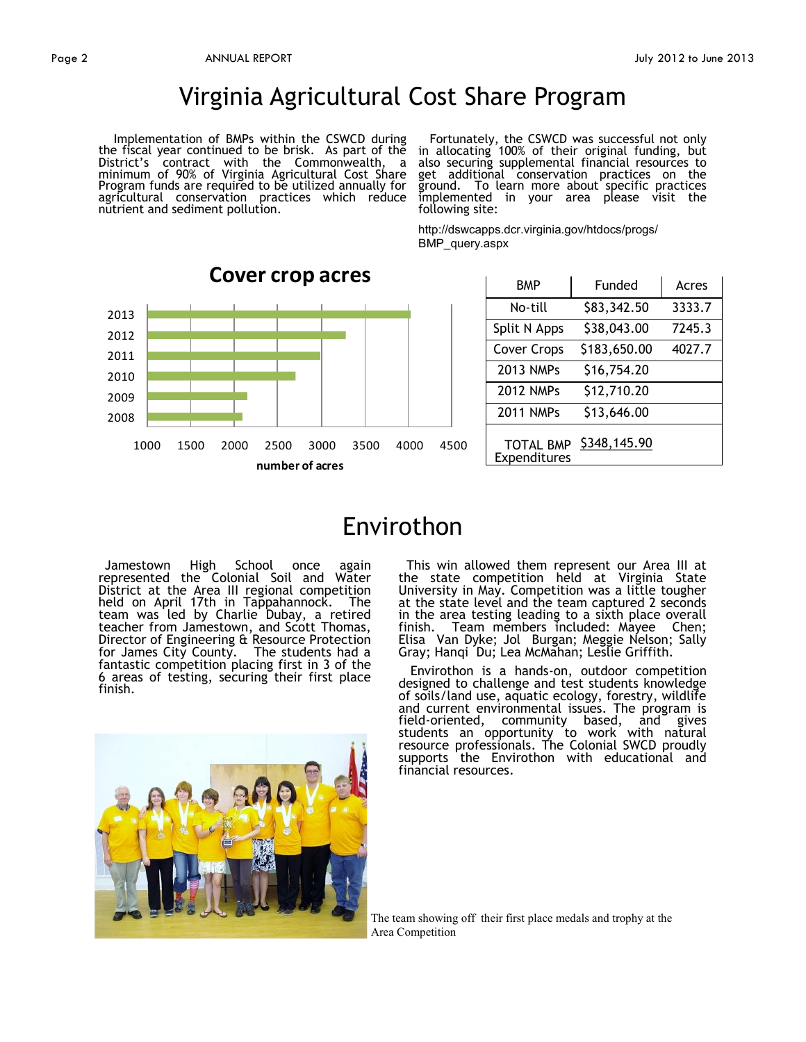# Virginia Agricultural Cost Share Program

Implementation of BMPs within the CSWCD during the fiscal year continued to be brisk. As part of the District's contract with the Commonwealth, a minimum of 90% of Virginia Agricultural Cost Share Program funds are required to be utilized annually for agricultural conservation practices which reduce nutrient and sediment pollution.

Fortunately, the CSWCD was successful not only in allocating 100% of their original funding, but also securing supplemental financial resources to get additional conservation practices on the ground. To learn more about specific practices implemented in your area please visit the following site:

http://dswcapps.dcr.virginia.gov/htdocs/progs/BMP_query.aspx

**Cover crop acres**

| Year | number of acres |
|---|---|
| 2013 | ~4000 |
| 2012 | ~3300 |
| 2011 | ~3000 |
| 2010 | ~2700 |
| 2009 | ~2150 |
| 2008 | ~2100 |

| BMP | Funded | Acres |
|---|---|---|
| No-till | $83,342.50 | 3333.7 |
| Split N Apps | $38,043.00 | 7245.3 |
| Cover Crops | $183,650.00 | 4027.7 |
| 2013 NMPs | $16,754.20 | |
| 2012 NMPs | $12,710.20 | |
| 2011 NMPs | $13,646.00 | |
| TOTAL BMP Expenditures | $348,145.90 | |

# Envirothon

Jamestown High School once again represented the Colonial Soil and Water District at the Area III regional competition held on April 17th in Tappahannock. The team was led by Charlie Dubay, a retired teacher from Jamestown, and Scott Thomas, Director of Engineering & Resource Protection for James City County. The students had a fantastic competition placing first in 3 of the 6 areas of testing, securing their first place finish.

This win allowed them represent our Area III at the state competition held at Virginia State University in May. Competition was a little tougher at the state level and the team captured 2 seconds in the area testing leading to a sixth place overall finish. Team members included: Mayee Chen; Elisa Van Dyke; Jol Burgan; Meggie Nelson; Sally Gray; Hanqi Du; Lea McMahan; Leslie Griffith.

Envirothon is a hands-on, outdoor competition designed to challenge and test students knowledge of soils/land use, aquatic ecology, forestry, wildlife and current environmental issues. The program is field-oriented, community based, and gives students an opportunity to work with natural resource professionals. The Colonial SWCD proudly supports the Envirothon with educational and financial resources.

The team showing off their first place medals and trophy at the Area Competition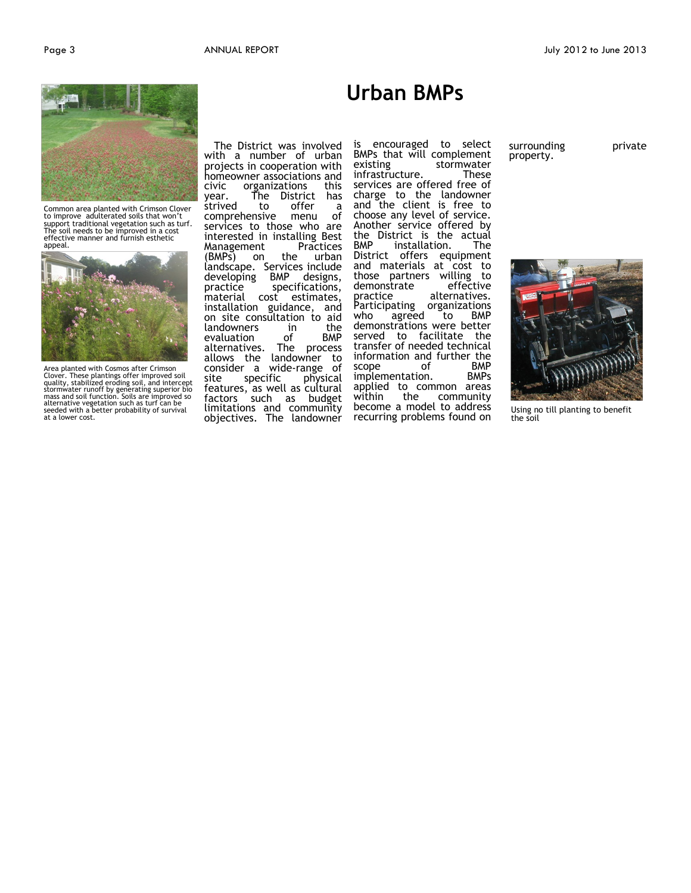# Urban BMPs

Common area planted with Crimson Clover to improve adulterated soils that won't support traditional vegetation such as turf. The soil needs to be improved in a cost effective manner and furnish esthetic appeal.

Area planted with Cosmos after Crimson Clover. These plantings offer improved soil quality, stabilized eroding soil, and intercept stormwater runoff by generating superior bio mass and soil function. Soils are improved so alternative vegetation such as turf can be seeded with a better probability of survival at a lower cost.

The District was involved with a number of urban projects in cooperation with homeowner associations and civic organizations this year. The District has strived to offer a comprehensive menu of services to those who are interested in installing Best Management Practices (BMPs) on the urban landscape. Services include developing BMP designs, practice specifications, material cost estimates, installation guidance, and on site consultation to aid landowners in the evaluation of BMP alternatives. The process allows the landowner to consider a wide-range of site specific physical features, as well as cultural factors such as budget limitations and community objectives. The landowner is encouraged to select BMPs that will complement existing stormwater infrastructure. These services are offered free of charge to the landowner and the client is free to choose any level of service. Another service offered by the District is the actual BMP installation. The District offers equipment and materials at cost to those partners willing to demonstrate effective practice alternatives. Participating organizations who agreed to BMP demonstrations were better served to facilitate the transfer of needed technical information and further the scope of BMP implementation. BMPs applied to common areas within the community become a model to address recurring problems found on surrounding private property.

Using no till planting to benefit the soil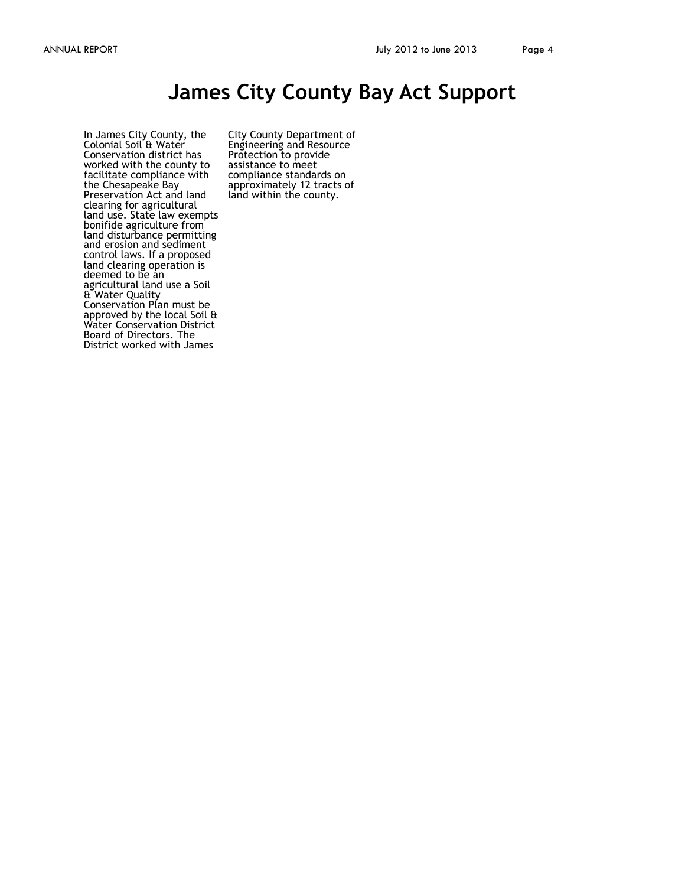# James City County Bay Act Support

In James City County, the Colonial Soil & Water Conservation district has worked with the county to facilitate compliance with the Chesapeake Bay Preservation Act and land clearing for agricultural land use. State law exempts bonifide agriculture from land disturbance permitting and erosion and sediment control laws. If a proposed land clearing operation is deemed to be an agricultural land use a Soil & Water Quality Conservation Plan must be approved by the local Soil & Water Conservation District Board of Directors. The District worked with James City County Department of Engineering and Resource Protection to provide assistance to meet compliance standards on approximately 12 tracts of land within the county.